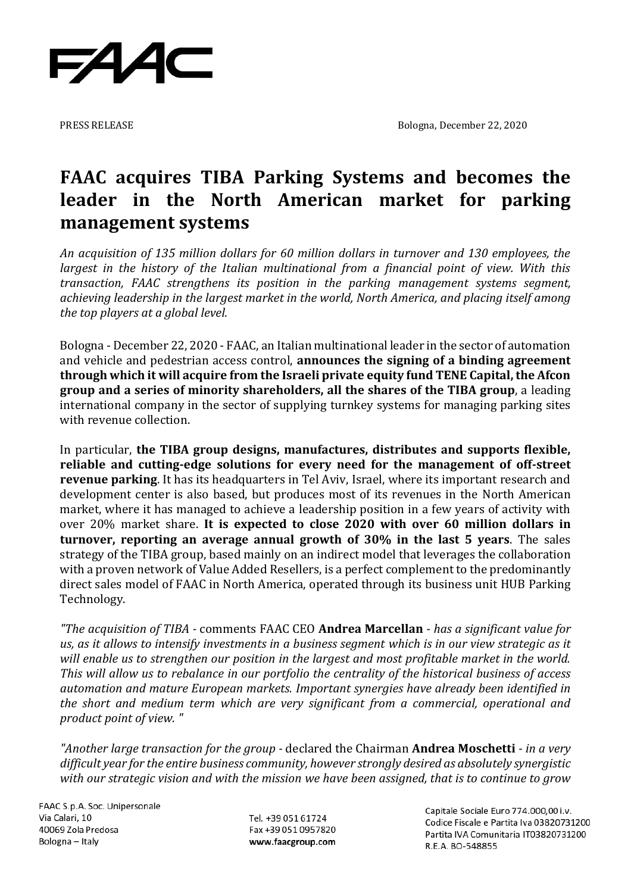PRESS RELEASE Bologna, December 22, 2020

# FAAC acquires TIBA Parking Systems and becomes the leader in the North American market for parking management systems

*An acquisition of 135 million dollars for 60 million dollars in turnover and 130 employees, the largest in the history of the Italian multinational from a financial point of view. With this transaction, FAAC strengthens its position in the parking management systems segment, achieving leadership in the largest market in the world, North America, and placing itself among the top players at a global level.*

Bologna - December 22, 2020 - FAAC, an Italian multinational leader in the sector of automation and vehicle and pedestrian access control, **announces the signing of a binding agreement through which it will acquire from the Israeli private equity fund TENE Capital, the Afcon group and a series of minority shareholders, all the shares of the TIBA group**, a leading international company in the sector of supplying turnkey systems for managing parking sites with revenue collection.

In particular, **the TIBA group designs, manufactures, distributes and supports flexible, reliable and cutting-edge solutions for every need for the management of off-street revenue parking**. It has its headquarters in Tel Aviv, Israel, where its important research and development center is also based, but produces most of its revenues in the North American market, where it has managed to achieve a leadership position in a few years of activity with over 20% market share. **It is expected to close 2020 with over 60 million dollars in turnover, reporting an average annual growth of 30% in the last 5 years**. The sales strategy of the TIBA group, based mainly on an indirect model that leverages the collaboration with a proven network of Value Added Resellers, is a perfect complement to the predominantly direct sales model of FAAC in North America, operated through its business unit HUB Parking Technology.

*"The acquisition of TIBA* - comments FAAC CEO **Andrea Marcellan** - *has a significant value for us, as it allows to intensify investments in a business segment which is in our view strategic as it will enable us to strengthen our position in the largest and most profitable market in the world. This will allow us to rebalance in our portfolio the centrality of the historical business of access automation and mature European markets. Important synergies have already been identified in the short and medium term which are very significant from a commercial, operational and product point of view. "*

*"Another large transaction for the group* - declared the Chairman **Andrea Moschetti** - *in a very difficult year for the entire business community, however strongly desired as absolutely synergistic with our strategic vision and with the mission we have been assigned, that is to continue to grow*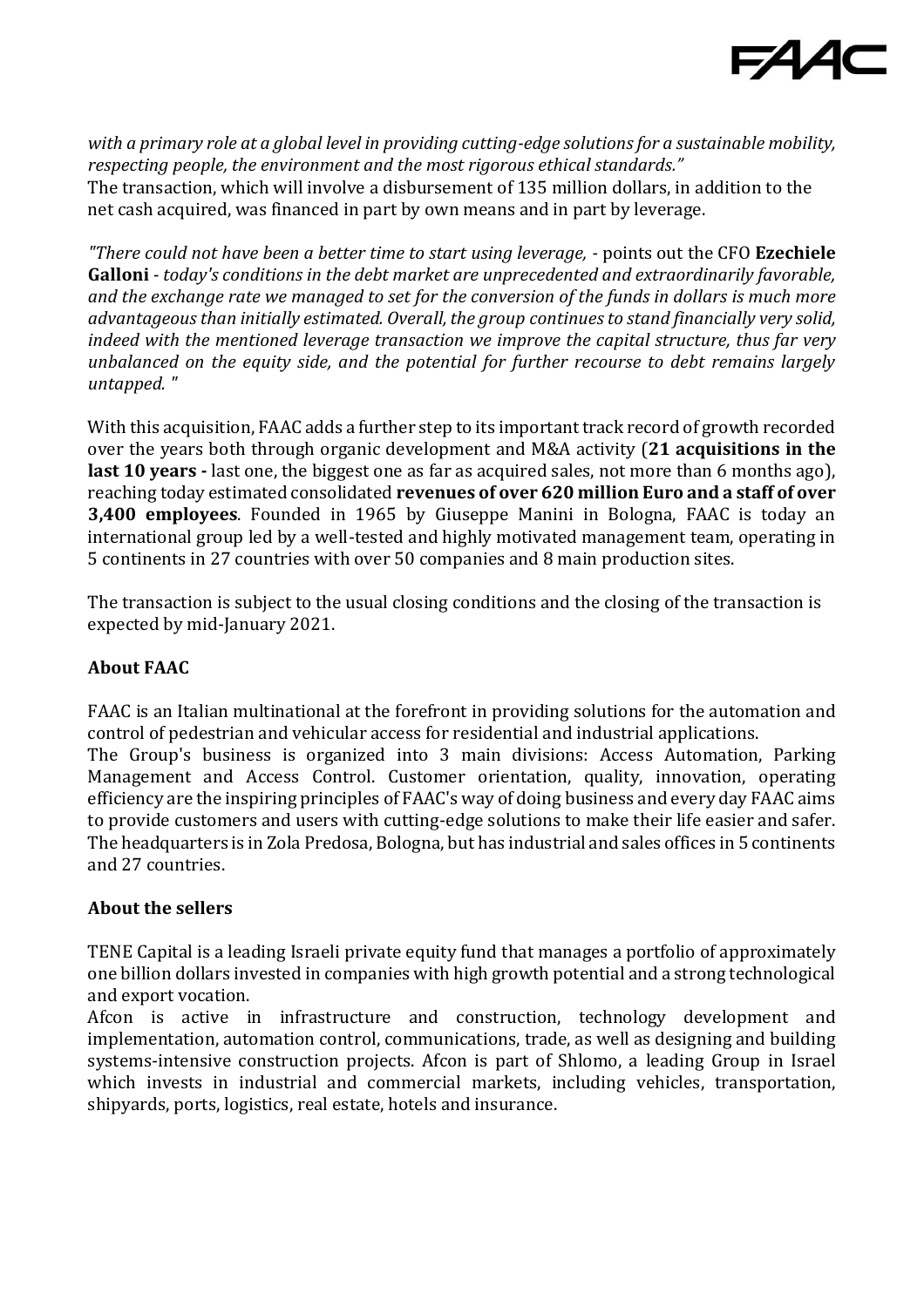*with a primary role at a global level in providing cutting-edge solutions for a sustainable mobility, respecting people, the environment and the most rigorous ethical standards."*

The transaction, which will involve a disbursement of 135 million dollars, in addition to the net cash acquired, was financed in part by own means and in part by leverage.

*"There could not have been a better time to start using leverage,* - points out the CFO **Ezechiele Galloni** - *today's conditions in the debt market are unprecedented and extraordinarily favorable, and the exchange rate we managed to set for the conversion of the funds in dollars is much more advantageous than initially estimated. Overall, the group continues to stand financially very solid, indeed with the mentioned leverage transaction we improve the capital structure, thus far very unbalanced on the equity side, and the potential for further recourse to debt remains largely untapped. "*

With this acquisition, FAAC adds a further step to its important track record of growth recorded over the years both through organic development and M&A activity (**21 acquisitions in the last 10 years -** last one, the biggest one as far as acquired sales, not more than 6 months ago), reaching today estimated consolidated **revenues of over 620 million Euro and a staff of over 3,400 employees**. Founded in 1965 by Giuseppe Manini in Bologna, FAAC is today an international group led by a well-tested and highly motivated management team, operating in 5 continents in 27 countries with over 50 companies and 8 main production sites.

The transaction is subject to the usual closing conditions and the closing of the transaction is expected by mid-January 2021.

## About FAAC

FAAC is an Italian multinational at the forefront in providing solutions for the automation and control of pedestrian and vehicular access for residential and industrial applications.

The Group's business is organized into 3 main divisions: Access Automation, Parking Management and Access Control. Customer orientation, quality, innovation, operating efficiency are the inspiring principles of FAAC's way of doing business and every day FAAC aims to provide customers and users with cutting-edge solutions to make their life easier and safer. The headquarters is in Zola Predosa, Bologna, but has industrial and sales offices in 5 continents and 27 countries.

## About the sellers

TENE Capital is a leading Israeli private equity fund that manages a portfolio of approximately one billion dollars invested in companies with high growth potential and a strong technological and export vocation.

Afcon is active in infrastructure and construction, technology development and implementation, automation control, communications, trade, as well as designing and building systems-intensive construction projects. Afcon is part of Shlomo, a leading Group in Israel which invests in industrial and commercial markets, including vehicles, transportation, shipyards, ports, logistics, real estate, hotels and insurance.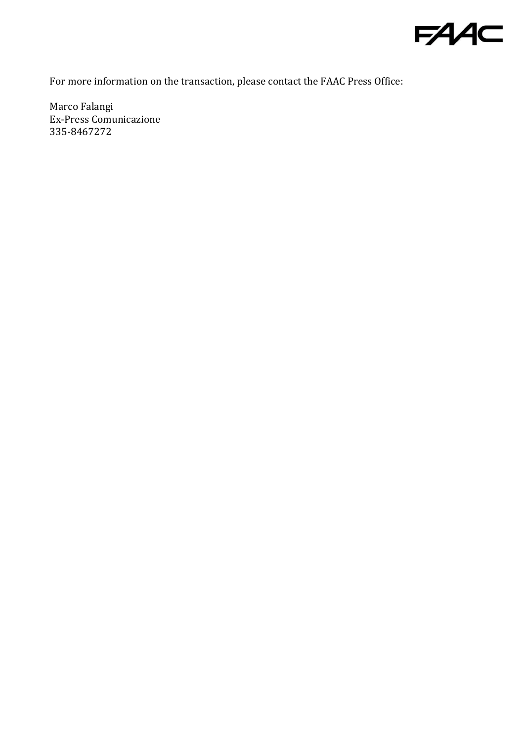For more information on the transaction, please contact the FAAC Press Office:

Marco Falangi
Ex-Press Comunicazione
335-8467272